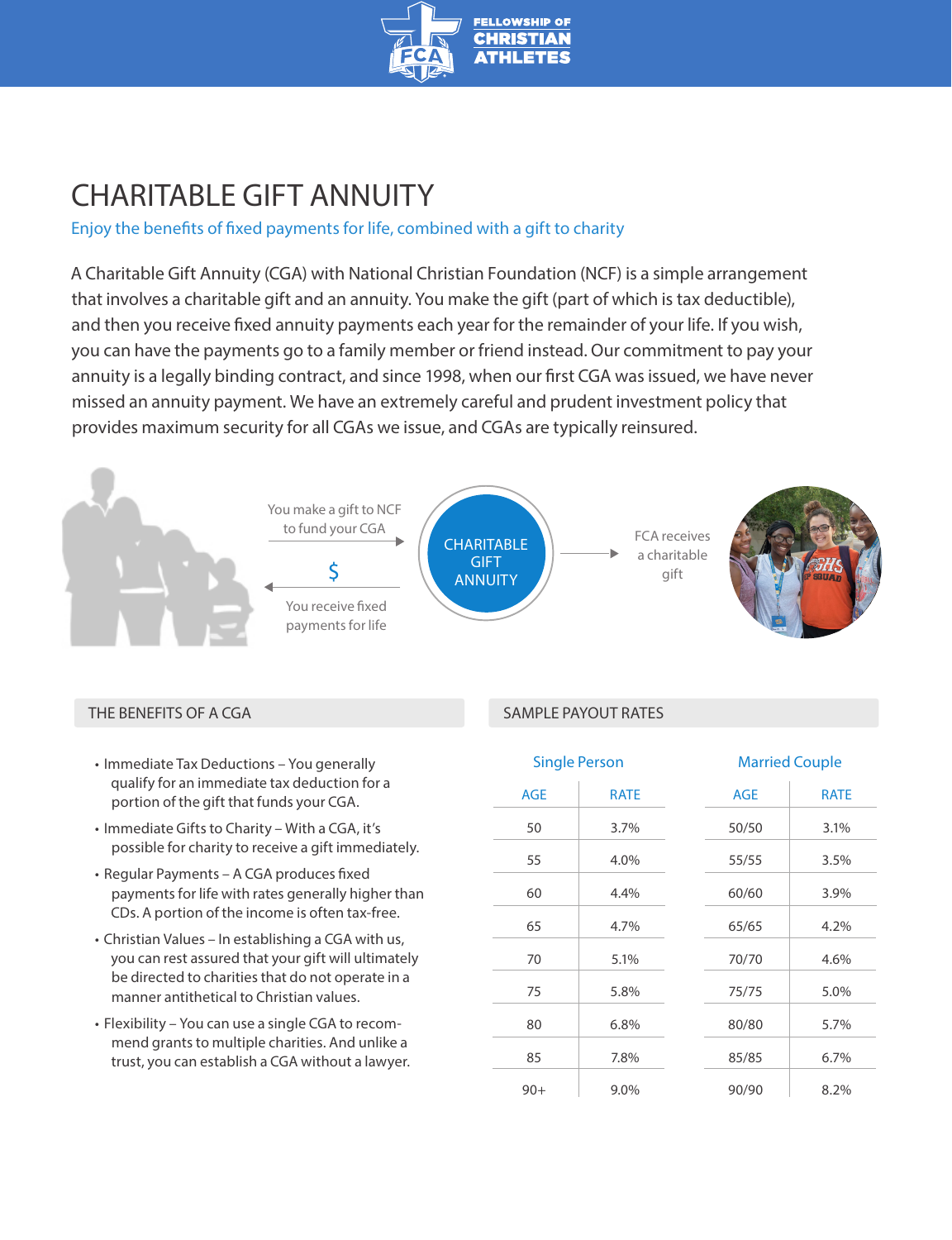FELLOWSHIP OF CHRISTIAN ATHLETES

# CHARITABLE GIFT ANNUITY

Enjoy the benefits of fixed payments for life, combined with a gift to charity

A Charitable Gift Annuity (CGA) with National Christian Foundation (NCF) is a simple arrangement that involves a charitable gift and an annuity. You make the gift (part of which is tax deductible), and then you receive fixed annuity payments each year for the remainder of your life. If you wish, you can have the payments go to a family member or friend instead. Our commitment to pay your annuity is a legally binding contract, and since 1998, when our first CGA was issued, we have never missed an annuity payment. We have an extremely careful and prudent investment policy that provides maximum security for all CGAs we issue, and CGAs are typically reinsured.

You make a gift to NCF to fund your CGA →

$

← You receive fixed payments for life

CHARITABLE GIFT ANNUITY

→ FCA receives a charitable gift

## THE BENEFITS OF A CGA

- Immediate Tax Deductions – You generally qualify for an immediate tax deduction for a portion of the gift that funds your CGA.
- Immediate Gifts to Charity – With a CGA, it's possible for charity to receive a gift immediately.
- Regular Payments – A CGA produces fixed payments for life with rates generally higher than CDs. A portion of the income is often tax-free.
- Christian Values – In establishing a CGA with us, you can rest assured that your gift will ultimately be directed to charities that do not operate in a manner antithetical to Christian values.
- Flexibility – You can use a single CGA to recommend grants to multiple charities. And unlike a trust, you can establish a CGA without a lawyer.

## SAMPLE PAYOUT RATES

**Single Person**

| AGE | RATE |
|---|---|
| 50 | 3.7% |
| 55 | 4.0% |
| 60 | 4.4% |
| 65 | 4.7% |
| 70 | 5.1% |
| 75 | 5.8% |
| 80 | 6.8% |
| 85 | 7.8% |
| 90+ | 9.0% |

**Married Couple**

| AGE | RATE |
|---|---|
| 50/50 | 3.1% |
| 55/55 | 3.5% |
| 60/60 | 3.9% |
| 65/65 | 4.2% |
| 70/70 | 4.6% |
| 75/75 | 5.0% |
| 80/80 | 5.7% |
| 85/85 | 6.7% |
| 90/90 | 8.2% |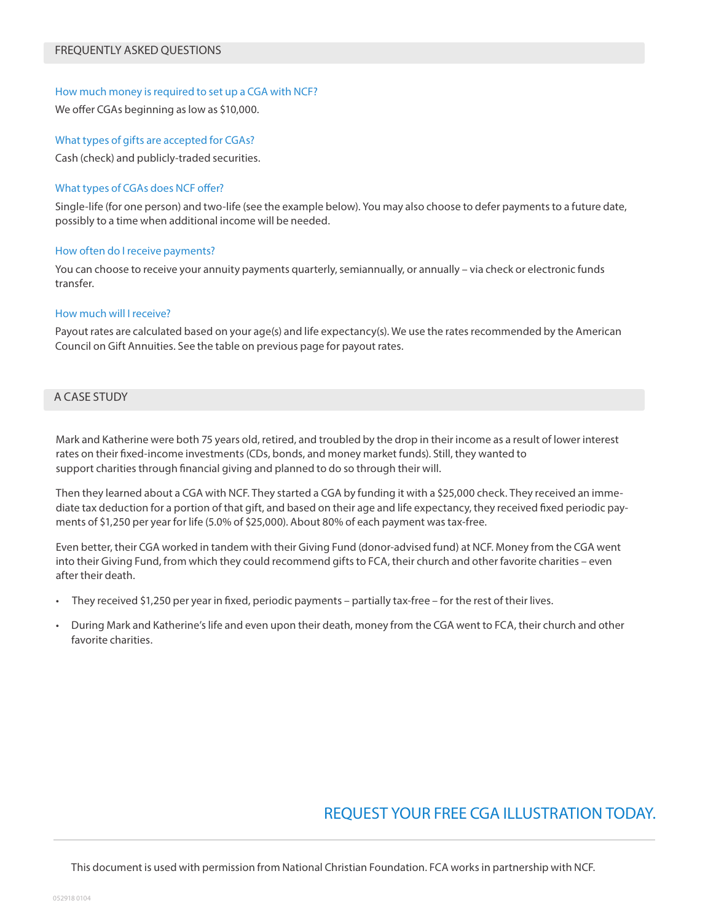## FREQUENTLY ASKED QUESTIONS

### How much money is required to set up a CGA with NCF?

We offer CGAs beginning as low as $10,000.

### What types of gifts are accepted for CGAs?

Cash (check) and publicly-traded securities.

### What types of CGAs does NCF offer?

Single-life (for one person) and two-life (see the example below). You may also choose to defer payments to a future date, possibly to a time when additional income will be needed.

### How often do I receive payments?

You can choose to receive your annuity payments quarterly, semiannually, or annually – via check or electronic funds transfer.

### How much will I receive?

Payout rates are calculated based on your age(s) and life expectancy(s). We use the rates recommended by the American Council on Gift Annuities. See the table on previous page for payout rates.

## A CASE STUDY

Mark and Katherine were both 75 years old, retired, and troubled by the drop in their income as a result of lower interest rates on their fixed-income investments (CDs, bonds, and money market funds). Still, they wanted to support charities through financial giving and planned to do so through their will.

Then they learned about a CGA with NCF. They started a CGA by funding it with a $25,000 check. They received an immediate tax deduction for a portion of that gift, and based on their age and life expectancy, they received fixed periodic payments of $1,250 per year for life (5.0% of $25,000). About 80% of each payment was tax-free.

Even better, their CGA worked in tandem with their Giving Fund (donor-advised fund) at NCF. Money from the CGA went into their Giving Fund, from which they could recommend gifts to FCA, their church and other favorite charities – even after their death.

- They received $1,250 per year in fixed, periodic payments – partially tax-free – for the rest of their lives.
- During Mark and Katherine's life and even upon their death, money from the CGA went to FCA, their church and other favorite charities.

## REQUEST YOUR FREE CGA ILLUSTRATION TODAY.

This document is used with permission from National Christian Foundation. FCA works in partnership with NCF.

052918 0104